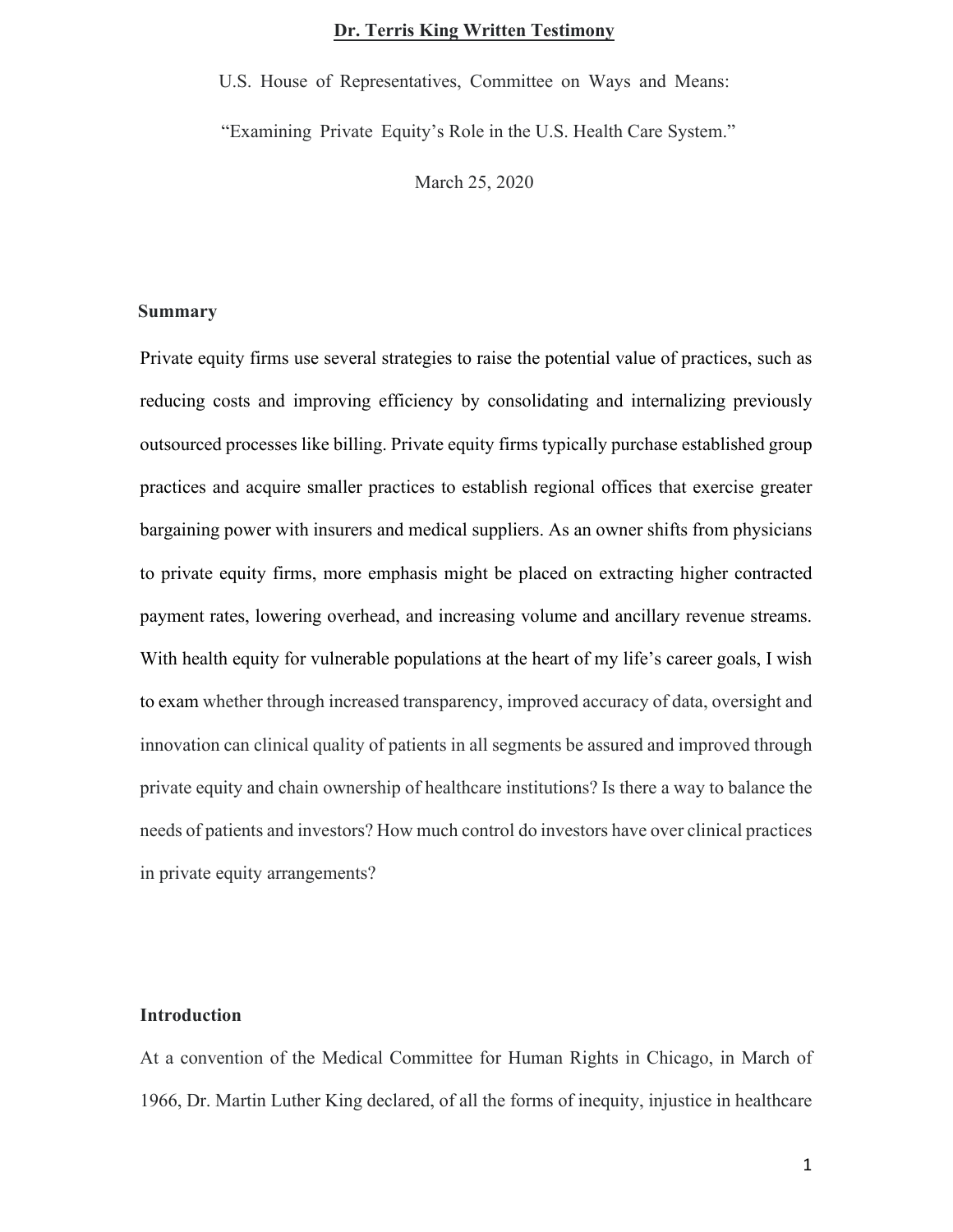**Dr. Terris King Written Testimony**

U.S. House of Representatives, Committee on Ways and Means:

"Examining Private Equity's Role in the U.S. Health Care System."

March 25, 2020

## Summary

Private equity firms use several strategies to raise the potential value of practices, such as reducing costs and improving efficiency by consolidating and internalizing previously outsourced processes like billing. Private equity firms typically purchase established group practices and acquire smaller practices to establish regional offices that exercise greater bargaining power with insurers and medical suppliers. As an owner shifts from physicians to private equity firms, more emphasis might be placed on extracting higher contracted payment rates, lowering overhead, and increasing volume and ancillary revenue streams. With health equity for vulnerable populations at the heart of my life's career goals, I wish to exam whether through increased transparency, improved accuracy of data, oversight and innovation can clinical quality of patients in all segments be assured and improved through private equity and chain ownership of healthcare institutions? Is there a way to balance the needs of patients and investors? How much control do investors have over clinical practices in private equity arrangements?

## Introduction

At a convention of the Medical Committee for Human Rights in Chicago, in March of 1966, Dr. Martin Luther King declared, of all the forms of inequity, injustice in healthcare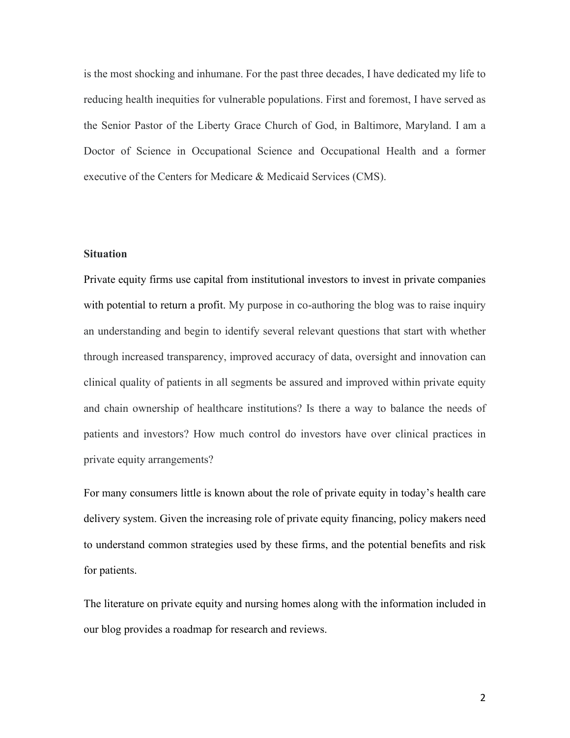is the most shocking and inhumane. For the past three decades, I have dedicated my life to reducing health inequities for vulnerable populations. First and foremost, I have served as the Senior Pastor of the Liberty Grace Church of God, in Baltimore, Maryland. I am a Doctor of Science in Occupational Science and Occupational Health and a former executive of the Centers for Medicare & Medicaid Services (CMS).

**Situation**

Private equity firms use capital from institutional investors to invest in private companies with potential to return a profit. My purpose in co-authoring the blog was to raise inquiry an understanding and begin to identify several relevant questions that start with whether through increased transparency, improved accuracy of data, oversight and innovation can clinical quality of patients in all segments be assured and improved within private equity and chain ownership of healthcare institutions? Is there a way to balance the needs of patients and investors? How much control do investors have over clinical practices in private equity arrangements?

For many consumers little is known about the role of private equity in today's health care delivery system. Given the increasing role of private equity financing, policy makers need to understand common strategies used by these firms, and the potential benefits and risk for patients.

The literature on private equity and nursing homes along with the information included in our blog provides a roadmap for research and reviews.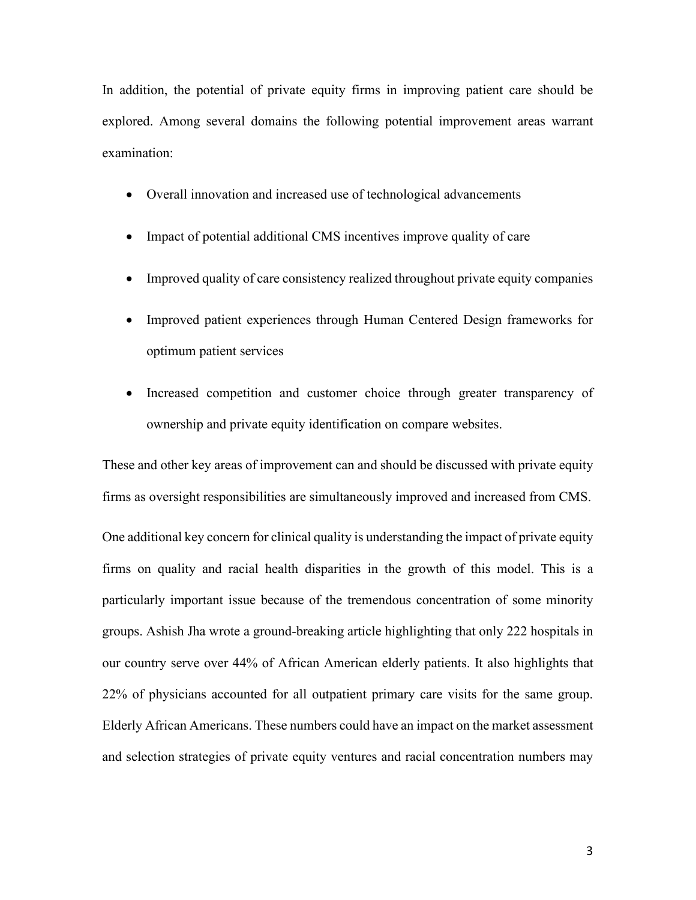In addition, the potential of private equity firms in improving patient care should be explored. Among several domains the following potential improvement areas warrant examination:

- Overall innovation and increased use of technological advancements
- Impact of potential additional CMS incentives improve quality of care
- Improved quality of care consistency realized throughout private equity companies
- Improved patient experiences through Human Centered Design frameworks for optimum patient services
- Increased competition and customer choice through greater transparency of ownership and private equity identification on compare websites.

These and other key areas of improvement can and should be discussed with private equity firms as oversight responsibilities are simultaneously improved and increased from CMS.

One additional key concern for clinical quality is understanding the impact of private equity firms on quality and racial health disparities in the growth of this model. This is a particularly important issue because of the tremendous concentration of some minority groups. Ashish Jha wrote a ground-breaking article highlighting that only 222 hospitals in our country serve over 44% of African American elderly patients. It also highlights that 22% of physicians accounted for all outpatient primary care visits for the same group. Elderly African Americans. These numbers could have an impact on the market assessment and selection strategies of private equity ventures and racial concentration numbers may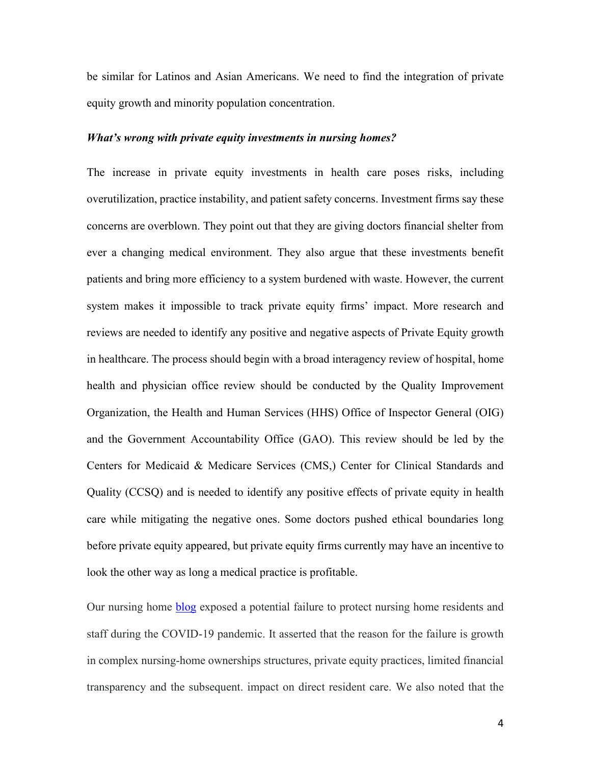be similar for Latinos and Asian Americans. We need to find the integration of private equity growth and minority population concentration.

***What's wrong with private equity investments in nursing homes?***

The increase in private equity investments in health care poses risks, including overutilization, practice instability, and patient safety concerns. Investment firms say these concerns are overblown. They point out that they are giving doctors financial shelter from ever a changing medical environment. They also argue that these investments benefit patients and bring more efficiency to a system burdened with waste. However, the current system makes it impossible to track private equity firms' impact. More research and reviews are needed to identify any positive and negative aspects of Private Equity growth in healthcare. The process should begin with a broad interagency review of hospital, home health and physician office review should be conducted by the Quality Improvement Organization, the Health and Human Services (HHS) Office of Inspector General (OIG) and the Government Accountability Office (GAO). This review should be led by the Centers for Medicaid & Medicare Services (CMS,) Center for Clinical Standards and Quality (CCSQ) and is needed to identify any positive effects of private equity in health care while mitigating the negative ones. Some doctors pushed ethical boundaries long before private equity appeared, but private equity firms currently may have an incentive to look the other way as long a medical practice is profitable.

Our nursing home blog exposed a potential failure to protect nursing home residents and staff during the COVID-19 pandemic. It asserted that the reason for the failure is growth in complex nursing-home ownerships structures, private equity practices, limited financial transparency and the subsequent. impact on direct resident care. We also noted that the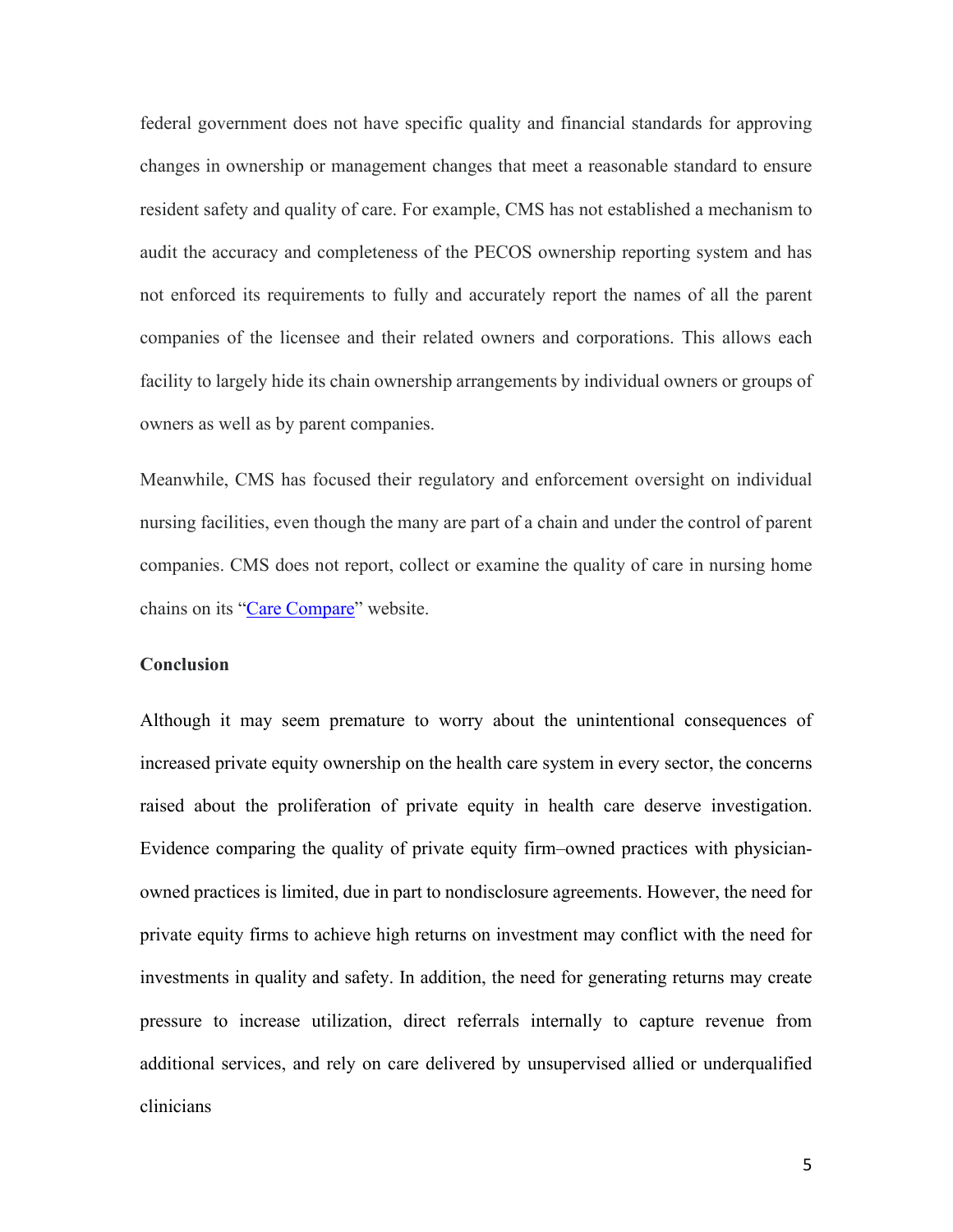federal government does not have specific quality and financial standards for approving changes in ownership or management changes that meet a reasonable standard to ensure resident safety and quality of care. For example, CMS has not established a mechanism to audit the accuracy and completeness of the PECOS ownership reporting system and has not enforced its requirements to fully and accurately report the names of all the parent companies of the licensee and their related owners and corporations. This allows each facility to largely hide its chain ownership arrangements by individual owners or groups of owners as well as by parent companies.

Meanwhile, CMS has focused their regulatory and enforcement oversight on individual nursing facilities, even though the many are part of a chain and under the control of parent companies. CMS does not report, collect or examine the quality of care in nursing home chains on its "Care Compare" website.

**Conclusion**

Although it may seem premature to worry about the unintentional consequences of increased private equity ownership on the health care system in every sector, the concerns raised about the proliferation of private equity in health care deserve investigation. Evidence comparing the quality of private equity firm–owned practices with physician-owned practices is limited, due in part to nondisclosure agreements. However, the need for private equity firms to achieve high returns on investment may conflict with the need for investments in quality and safety. In addition, the need for generating returns may create pressure to increase utilization, direct referrals internally to capture revenue from additional services, and rely on care delivered by unsupervised allied or underqualified clinicians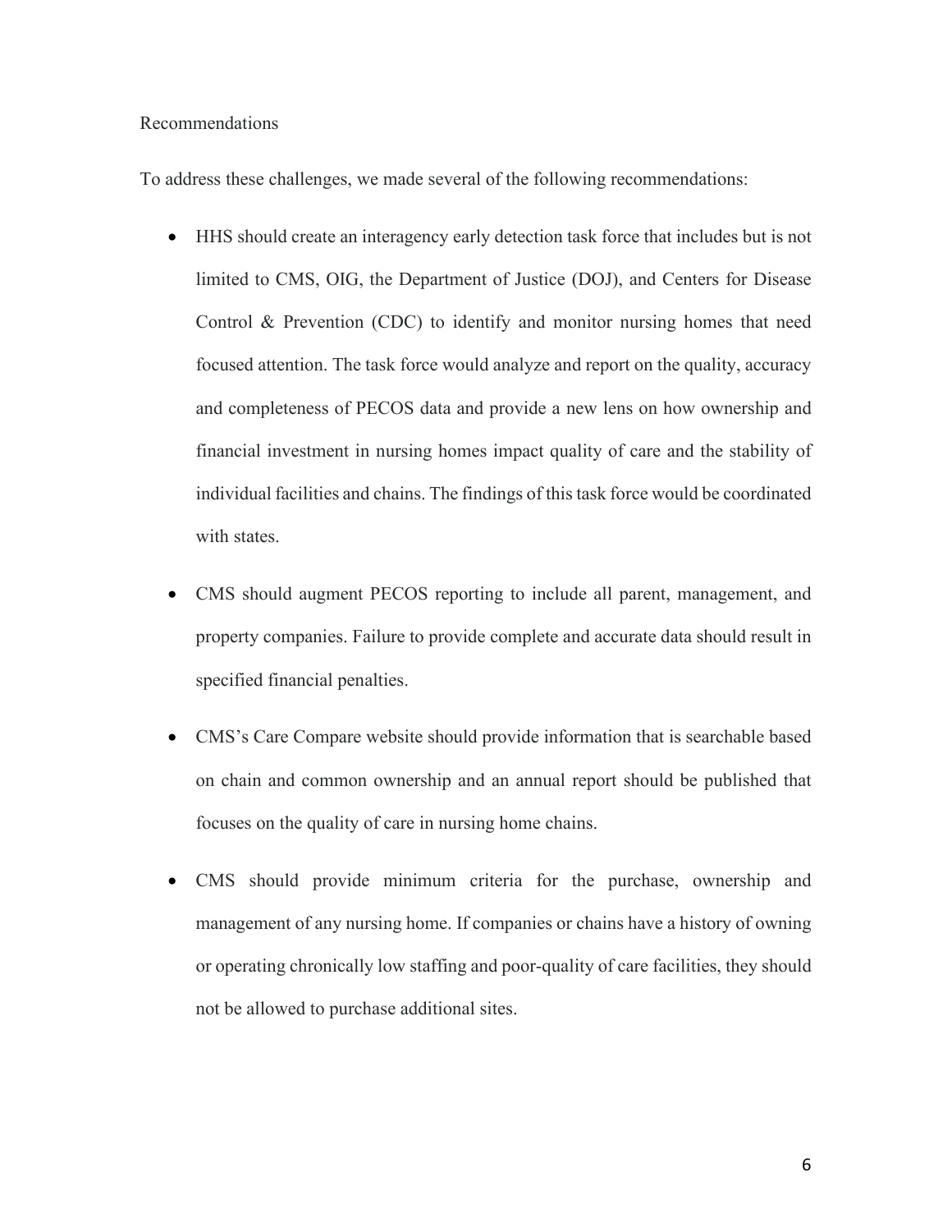## Recommendations

To address these challenges, we made several of the following recommendations:

- HHS should create an interagency early detection task force that includes but is not limited to CMS, OIG, the Department of Justice (DOJ), and Centers for Disease Control & Prevention (CDC) to identify and monitor nursing homes that need focused attention. The task force would analyze and report on the quality, accuracy and completeness of PECOS data and provide a new lens on how ownership and financial investment in nursing homes impact quality of care and the stability of individual facilities and chains. The findings of this task force would be coordinated with states.
- CMS should augment PECOS reporting to include all parent, management, and property companies. Failure to provide complete and accurate data should result in specified financial penalties.
- CMS's Care Compare website should provide information that is searchable based on chain and common ownership and an annual report should be published that focuses on the quality of care in nursing home chains.
- CMS should provide minimum criteria for the purchase, ownership and management of any nursing home. If companies or chains have a history of owning or operating chronically low staffing and poor-quality of care facilities, they should not be allowed to purchase additional sites.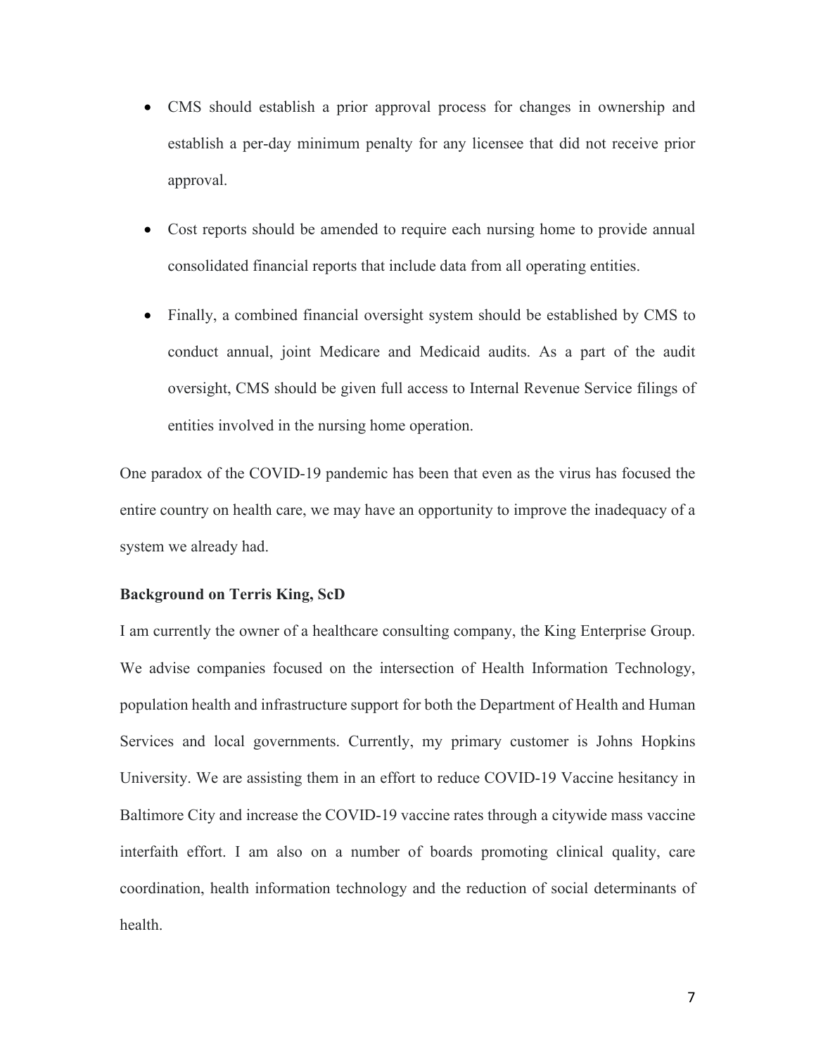- CMS should establish a prior approval process for changes in ownership and establish a per-day minimum penalty for any licensee that did not receive prior approval.

- Cost reports should be amended to require each nursing home to provide annual consolidated financial reports that include data from all operating entities.

- Finally, a combined financial oversight system should be established by CMS to conduct annual, joint Medicare and Medicaid audits. As a part of the audit oversight, CMS should be given full access to Internal Revenue Service filings of entities involved in the nursing home operation.

One paradox of the COVID-19 pandemic has been that even as the virus has focused the entire country on health care, we may have an opportunity to improve the inadequacy of a system we already had.

**Background on Terris King, ScD**

I am currently the owner of a healthcare consulting company, the King Enterprise Group. We advise companies focused on the intersection of Health Information Technology, population health and infrastructure support for both the Department of Health and Human Services and local governments. Currently, my primary customer is Johns Hopkins University. We are assisting them in an effort to reduce COVID-19 Vaccine hesitancy in Baltimore City and increase the COVID-19 vaccine rates through a citywide mass vaccine interfaith effort. I am also on a number of boards promoting clinical quality, care coordination, health information technology and the reduction of social determinants of health.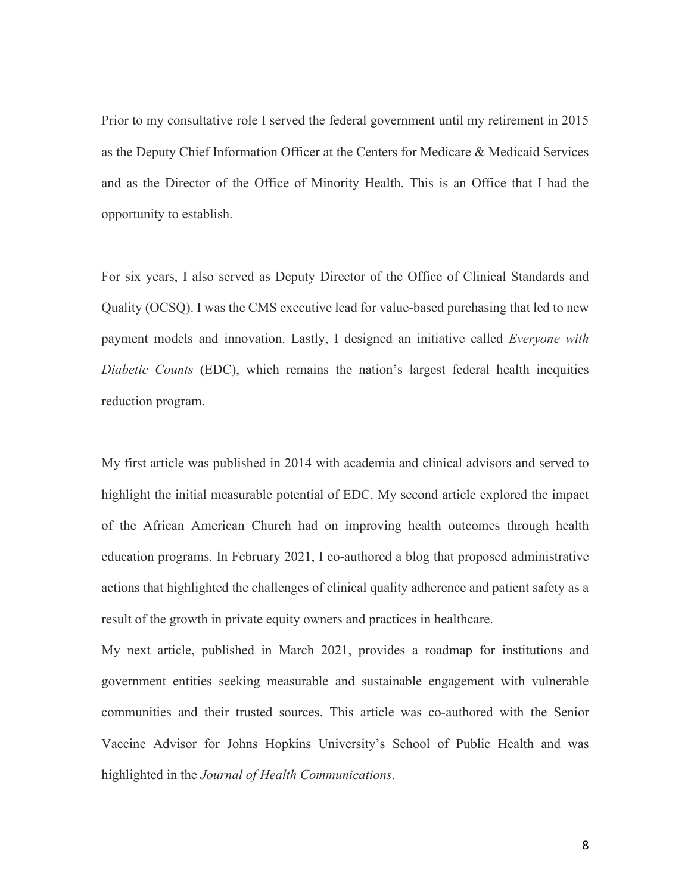Prior to my consultative role I served the federal government until my retirement in 2015 as the Deputy Chief Information Officer at the Centers for Medicare & Medicaid Services and as the Director of the Office of Minority Health. This is an Office that I had the opportunity to establish.

For six years, I also served as Deputy Director of the Office of Clinical Standards and Quality (OCSQ). I was the CMS executive lead for value-based purchasing that led to new payment models and innovation. Lastly, I designed an initiative called *Everyone with Diabetic Counts* (EDC), which remains the nation's largest federal health inequities reduction program.

My first article was published in 2014 with academia and clinical advisors and served to highlight the initial measurable potential of EDC. My second article explored the impact of the African American Church had on improving health outcomes through health education programs. In February 2021, I co-authored a blog that proposed administrative actions that highlighted the challenges of clinical quality adherence and patient safety as a result of the growth in private equity owners and practices in healthcare.

My next article, published in March 2021, provides a roadmap for institutions and government entities seeking measurable and sustainable engagement with vulnerable communities and their trusted sources. This article was co-authored with the Senior Vaccine Advisor for Johns Hopkins University's School of Public Health and was highlighted in the *Journal of Health Communications*.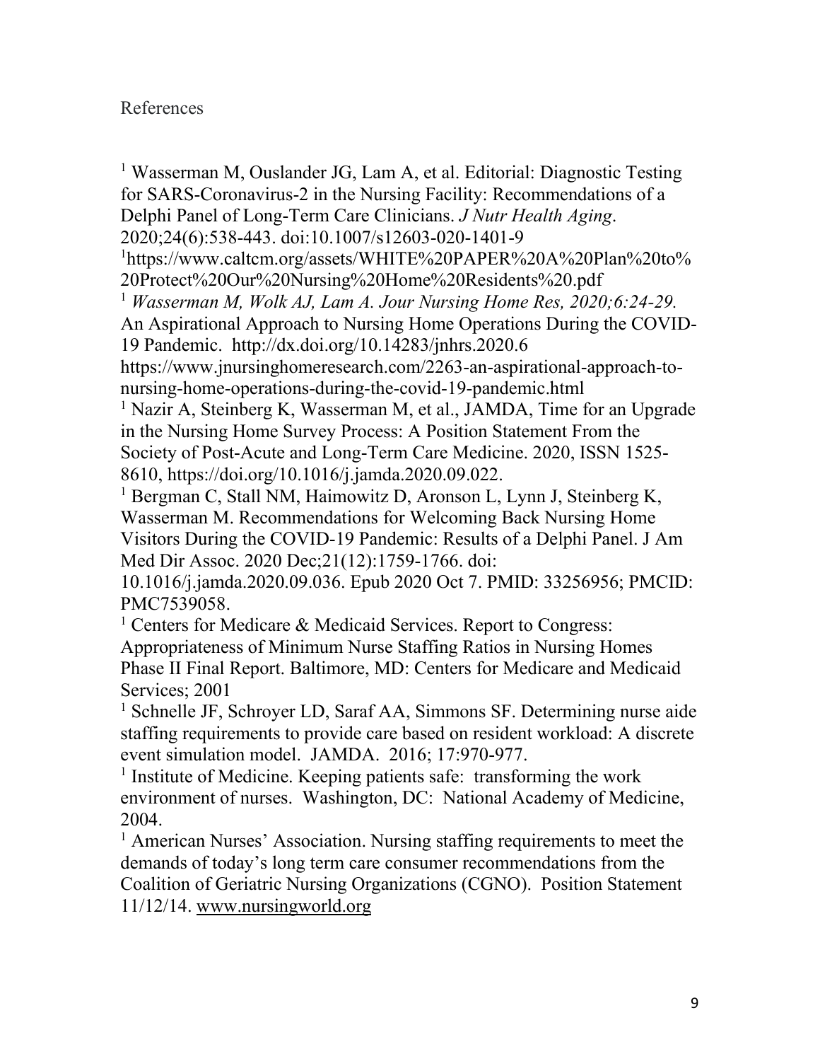References

[1] Wasserman M, Ouslander JG, Lam A, et al. Editorial: Diagnostic Testing for SARS-Coronavirus-2 in the Nursing Facility: Recommendations of a Delphi Panel of Long-Term Care Clinicians. *J Nutr Health Aging*. 2020;24(6):538-443. doi:10.1007/s12603-020-1401-9

[1]https://www.caltcm.org/assets/WHITE%20PAPER%20A%20Plan%20to%20Protect%20Our%20Nursing%20Home%20Residents%20.pdf

[1] *Wasserman M, Wolk AJ, Lam A. Jour Nursing Home Res, 2020;6:24-29.* An Aspirational Approach to Nursing Home Operations During the COVID-19 Pandemic. http://dx.doi.org/10.14283/jnhrs.2020.6 https://www.jnursinghomeresearch.com/2263-an-aspirational-approach-to-nursing-home-operations-during-the-covid-19-pandemic.html

[1] Nazir A, Steinberg K, Wasserman M, et al., JAMDA, Time for an Upgrade in the Nursing Home Survey Process: A Position Statement From the Society of Post-Acute and Long-Term Care Medicine. 2020, ISSN 1525-8610, https://doi.org/10.1016/j.jamda.2020.09.022.

[1] Bergman C, Stall NM, Haimowitz D, Aronson L, Lynn J, Steinberg K, Wasserman M. Recommendations for Welcoming Back Nursing Home Visitors During the COVID-19 Pandemic: Results of a Delphi Panel. J Am Med Dir Assoc. 2020 Dec;21(12):1759-1766. doi: 10.1016/j.jamda.2020.09.036. Epub 2020 Oct 7. PMID: 33256956; PMCID: PMC7539058.

[1] Centers for Medicare & Medicaid Services. Report to Congress: Appropriateness of Minimum Nurse Staffing Ratios in Nursing Homes Phase II Final Report. Baltimore, MD: Centers for Medicare and Medicaid Services; 2001

[1] Schnelle JF, Schroyer LD, Saraf AA, Simmons SF. Determining nurse aide staffing requirements to provide care based on resident workload: A discrete event simulation model. JAMDA. 2016; 17:970-977.

[1] Institute of Medicine. Keeping patients safe: transforming the work environment of nurses. Washington, DC: National Academy of Medicine, 2004.

[1] American Nurses' Association. Nursing staffing requirements to meet the demands of today's long term care consumer recommendations from the Coalition of Geriatric Nursing Organizations (CGNO). Position Statement 11/12/14. www.nursingworld.org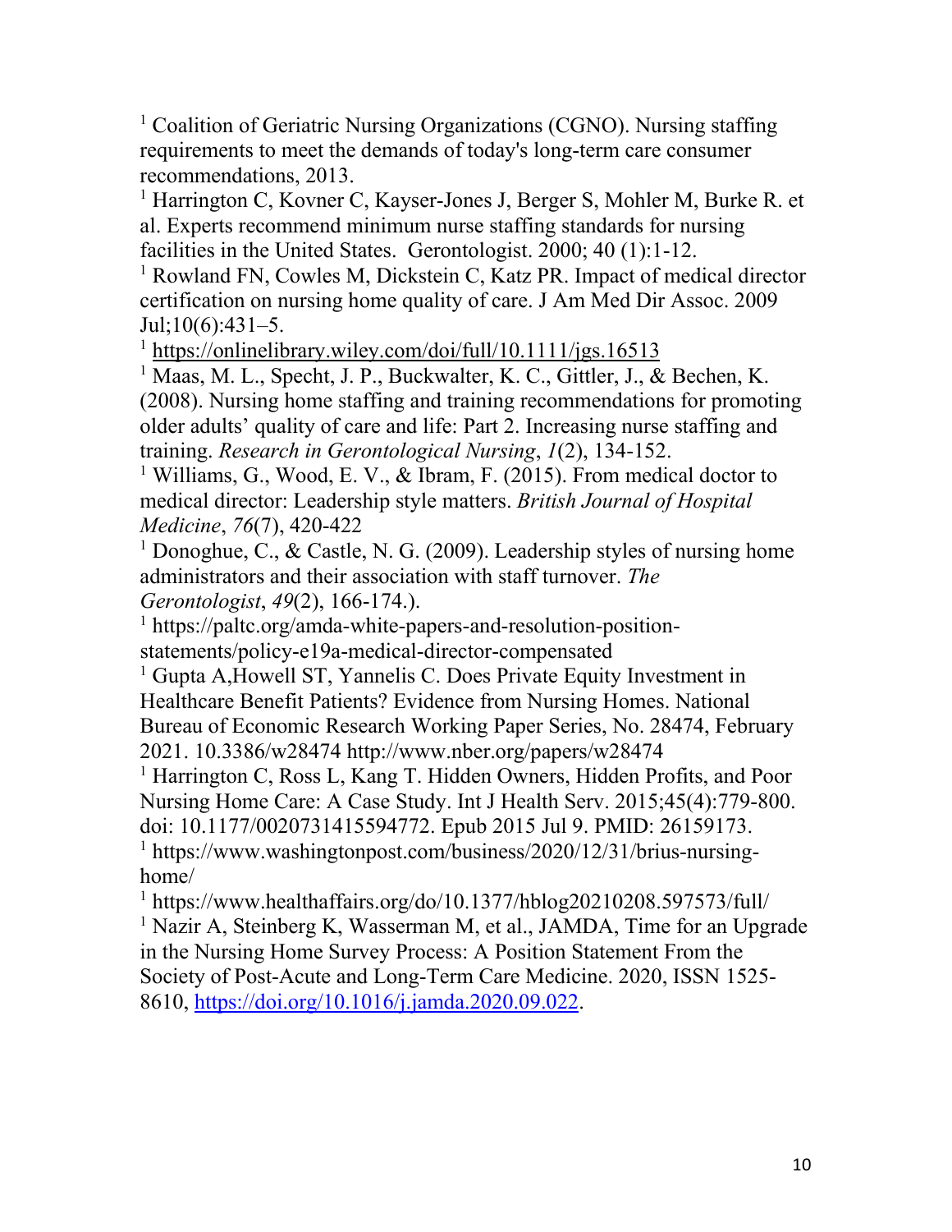[1] Coalition of Geriatric Nursing Organizations (CGNO). Nursing staffing requirements to meet the demands of today's long-term care consumer recommendations, 2013.

[1] Harrington C, Kovner C, Kayser-Jones J, Berger S, Mohler M, Burke R. et al. Experts recommend minimum nurse staffing standards for nursing facilities in the United States. Gerontologist. 2000; 40 (1):1-12.

[1] Rowland FN, Cowles M, Dickstein C, Katz PR. Impact of medical director certification on nursing home quality of care. J Am Med Dir Assoc. 2009 Jul;10(6):431–5.

[1] https://onlinelibrary.wiley.com/doi/full/10.1111/jgs.16513

[1] Maas, M. L., Specht, J. P., Buckwalter, K. C., Gittler, J., & Bechen, K. (2008). Nursing home staffing and training recommendations for promoting older adults' quality of care and life: Part 2. Increasing nurse staffing and training. *Research in Gerontological Nursing*, *1*(2), 134-152.

[1] Williams, G., Wood, E. V., & Ibram, F. (2015). From medical doctor to medical director: Leadership style matters. *British Journal of Hospital Medicine*, *76*(7), 420-422

[1] Donoghue, C., & Castle, N. G. (2009). Leadership styles of nursing home administrators and their association with staff turnover. *The Gerontologist*, *49*(2), 166-174.).

[1] https://paltc.org/amda-white-papers-and-resolution-position-statements/policy-e19a-medical-director-compensated

[1] Gupta A,Howell ST, Yannelis C. Does Private Equity Investment in Healthcare Benefit Patients? Evidence from Nursing Homes. National Bureau of Economic Research Working Paper Series, No. 28474, February 2021. 10.3386/w28474 http://www.nber.org/papers/w28474

[1] Harrington C, Ross L, Kang T. Hidden Owners, Hidden Profits, and Poor Nursing Home Care: A Case Study. Int J Health Serv. 2015;45(4):779-800. doi: 10.1177/0020731415594772. Epub 2015 Jul 9. PMID: 26159173.

[1] https://www.washingtonpost.com/business/2020/12/31/brius-nursing-home/

[1] https://www.healthaffairs.org/do/10.1377/hblog20210208.597573/full/

[1] Nazir A, Steinberg K, Wasserman M, et al., JAMDA, Time for an Upgrade in the Nursing Home Survey Process: A Position Statement From the Society of Post-Acute and Long-Term Care Medicine. 2020, ISSN 1525-8610, https://doi.org/10.1016/j.jamda.2020.09.022.